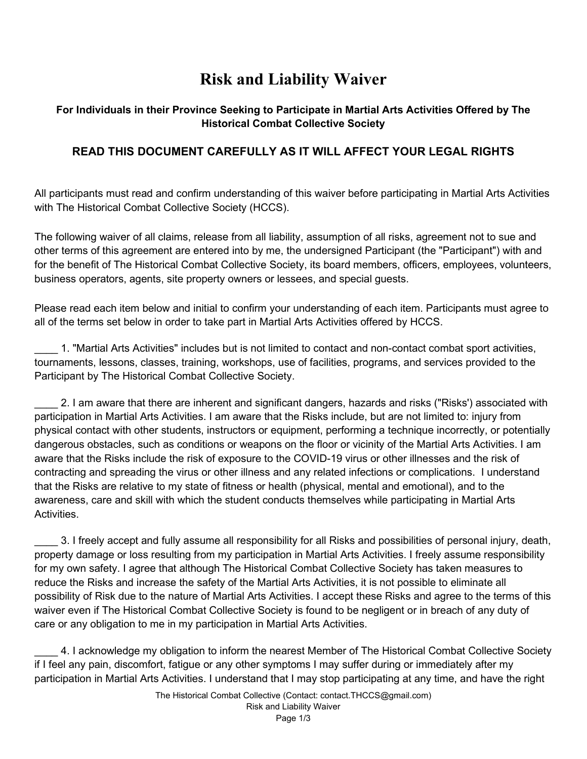# Risk and Liability Waiver

### For Individuals in their Province Seeking to Participate in Martial Arts Activities Offered by The Historical Combat Collective Society

### READ THIS DOCUMENT CAREFULLY AS IT WILL AFFECT YOUR LEGAL RIGHTS

All participants must read and confirm understanding of this waiver before participating in Martial Arts Activities with The Historical Combat Collective Society (HCCS).

The following waiver of all claims, release from all liability, assumption of all risks, agreement not to sue and other terms of this agreement are entered into by me, the undersigned Participant (the "Participant") with and for the benefit of The Historical Combat Collective Society, its board members, officers, employees, volunteers, business operators, agents, site property owners or lessees, and special guests.

Please read each item below and initial to confirm your understanding of each item. Participants must agree to all of the terms set below in order to take part in Martial Arts Activities offered by HCCS.

____ 1. "Martial Arts Activities" includes but is not limited to contact and non-contact combat sport activities, tournaments, lessons, classes, training, workshops, use of facilities, programs, and services provided to the Participant by The Historical Combat Collective Society.

____ 2. I am aware that there are inherent and significant dangers, hazards and risks ("Risks') associated with participation in Martial Arts Activities. I am aware that the Risks include, but are not limited to: injury from physical contact with other students, instructors or equipment, performing a technique incorrectly, or potentially dangerous obstacles, such as conditions or weapons on the floor or vicinity of the Martial Arts Activities. I am aware that the Risks include the risk of exposure to the COVID-19 virus or other illnesses and the risk of contracting and spreading the virus or other illness and any related infections or complications. I understand that the Risks are relative to my state of fitness or health (physical, mental and emotional), and to the awareness, care and skill with which the student conducts themselves while participating in Martial Arts Activities.

____ 3. I freely accept and fully assume all responsibility for all Risks and possibilities of personal injury, death, property damage or loss resulting from my participation in Martial Arts Activities. I freely assume responsibility for my own safety. I agree that although The Historical Combat Collective Society has taken measures to reduce the Risks and increase the safety of the Martial Arts Activities, it is not possible to eliminate all possibility of Risk due to the nature of Martial Arts Activities. I accept these Risks and agree to the terms of this waiver even if The Historical Combat Collective Society is found to be negligent or in breach of any duty of care or any obligation to me in my participation in Martial Arts Activities.

____ 4. I acknowledge my obligation to inform the nearest Member of The Historical Combat Collective Society if I feel any pain, discomfort, fatigue or any other symptoms I may suffer during or immediately after my participation in Martial Arts Activities. I understand that I may stop participating at any time, and have the right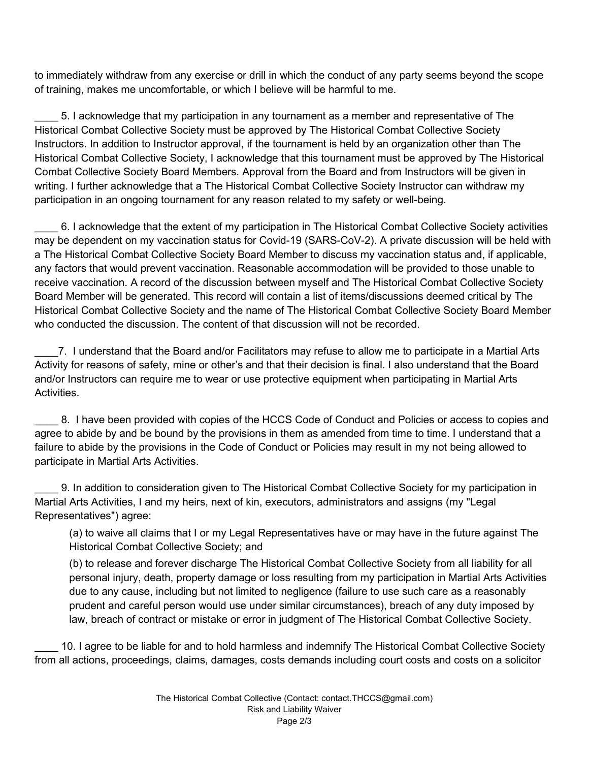to immediately withdraw from any exercise or drill in which the conduct of any party seems beyond the scope of training, makes me uncomfortable, or which I believe will be harmful to me.

____ 5. I acknowledge that my participation in any tournament as a member and representative of The Historical Combat Collective Society must be approved by The Historical Combat Collective Society Instructors. In addition to Instructor approval, if the tournament is held by an organization other than The Historical Combat Collective Society, I acknowledge that this tournament must be approved by The Historical Combat Collective Society Board Members. Approval from the Board and from Instructors will be given in writing. I further acknowledge that a The Historical Combat Collective Society Instructor can withdraw my participation in an ongoing tournament for any reason related to my safety or well-being.

____ 6. I acknowledge that the extent of my participation in The Historical Combat Collective Society activities may be dependent on my vaccination status for Covid-19 (SARS-CoV-2). A private discussion will be held with a The Historical Combat Collective Society Board Member to discuss my vaccination status and, if applicable, any factors that would prevent vaccination. Reasonable accommodation will be provided to those unable to receive vaccination. A record of the discussion between myself and The Historical Combat Collective Society Board Member will be generated. This record will contain a list of items/discussions deemed critical by The Historical Combat Collective Society and the name of The Historical Combat Collective Society Board Member who conducted the discussion. The content of that discussion will not be recorded.

____7. I understand that the Board and/or Facilitators may refuse to allow me to participate in a Martial Arts Activity for reasons of safety, mine or other's and that their decision is final. I also understand that the Board and/or Instructors can require me to wear or use protective equipment when participating in Martial Arts Activities.

____ 8. I have been provided with copies of the HCCS Code of Conduct and Policies or access to copies and agree to abide by and be bound by the provisions in them as amended from time to time. I understand that a failure to abide by the provisions in the Code of Conduct or Policies may result in my not being allowed to participate in Martial Arts Activities.

____ 9. In addition to consideration given to The Historical Combat Collective Society for my participation in Martial Arts Activities, I and my heirs, next of kin, executors, administrators and assigns (my "Legal Representatives") agree:

(a) to waive all claims that I or my Legal Representatives have or may have in the future against The Historical Combat Collective Society; and

(b) to release and forever discharge The Historical Combat Collective Society from all liability for all personal injury, death, property damage or loss resulting from my participation in Martial Arts Activities due to any cause, including but not limited to negligence (failure to use such care as a reasonably prudent and careful person would use under similar circumstances), breach of any duty imposed by law, breach of contract or mistake or error in judgment of The Historical Combat Collective Society.

____ 10. I agree to be liable for and to hold harmless and indemnify The Historical Combat Collective Society from all actions, proceedings, claims, damages, costs demands including court costs and costs on a solicitor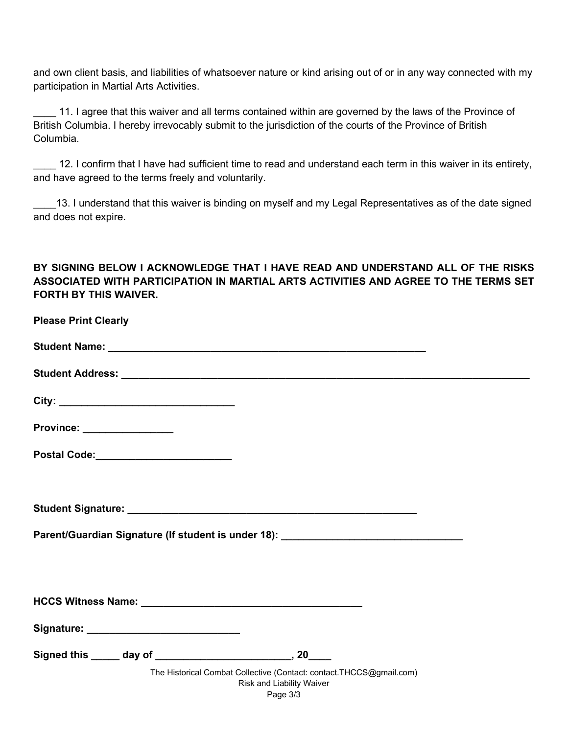and own client basis, and liabilities of whatsoever nature or kind arising out of or in any way connected with my participation in Martial Arts Activities.

____ 11. I agree that this waiver and all terms contained within are governed by the laws of the Province of British Columbia. I hereby irrevocably submit to the jurisdiction of the courts of the Province of British Columbia.

____ 12. I confirm that I have had sufficient time to read and understand each term in this waiver in its entirety, and have agreed to the terms freely and voluntarily.

____13. I understand that this waiver is binding on myself and my Legal Representatives as of the date signed and does not expire.

**BY SIGNING BELOW I ACKNOWLEDGE THAT I HAVE READ AND UNDERSTAND ALL OF THE RISKS ASSOCIATED WITH PARTICIPATION IN MARTIAL ARTS ACTIVITIES AND AGREE TO THE TERMS SET FORTH BY THIS WAIVER.**

**Please Print Clearly**

**Student Name: ___________________________________________________________**

**Student Address: __________________________________________________________________________**

**City: ________________________________**

**Province: ________________**

**Postal Code:________________________**

**Student Signature: _____________________________________________________**

**Parent/Guardian Signature (If student is under 18): ________________________________**

**HCCS Witness Name: ________________________________________**

**Signature: ____________________________**

**Signed this _____ day of ________________________, 20____**